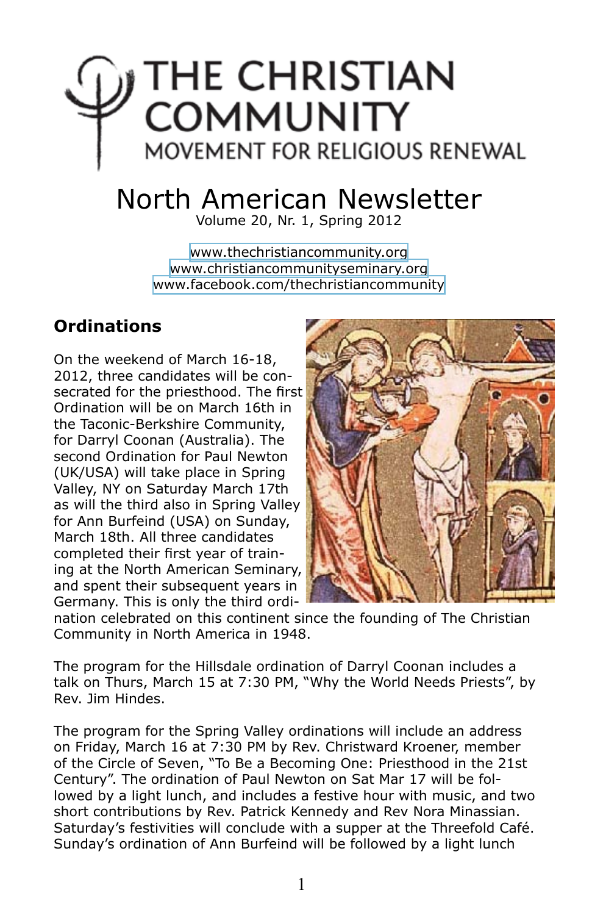# THE CHRISTIAN COMMUNITY

MOVEMENT FOR RELIGIOUS RENEWAL

## North American Newsletter

Volume 20, Nr. 1, Spring 2012

www.thechristiancommunity.org
www.christiancommunityseminary.org
www.facebook.com/thechristiancommunity

### Ordinations

On the weekend of March 16-18, 2012, three candidates will be consecrated for the priesthood. The first Ordination will be on March 16th in the Taconic-Berkshire Community, for Darryl Coonan (Australia). The second Ordination for Paul Newton (UK/USA) will take place in Spring Valley, NY on Saturday March 17th as will the third also in Spring Valley for Ann Burfeind (USA) on Sunday, March 18th. All three candidates completed their first year of training at the North American Seminary, and spent their subsequent years in Germany. This is only the third ordination celebrated on this continent since the founding of The Christian Community in North America in 1948.

The program for the Hillsdale ordination of Darryl Coonan includes a talk on Thurs, March 15 at 7:30 PM, "Why the World Needs Priests", by Rev. Jim Hindes.

The program for the Spring Valley ordinations will include an address on Friday, March 16 at 7:30 PM by Rev. Christward Kroener, member of the Circle of Seven, "To Be a Becoming One: Priesthood in the 21st Century". The ordination of Paul Newton on Sat Mar 17 will be followed by a light lunch, and includes a festive hour with music, and two short contributions by Rev. Patrick Kennedy and Rev Nora Minassian. Saturday's festivities will conclude with a supper at the Threefold Café. Sunday's ordination of Ann Burfeind will be followed by a light lunch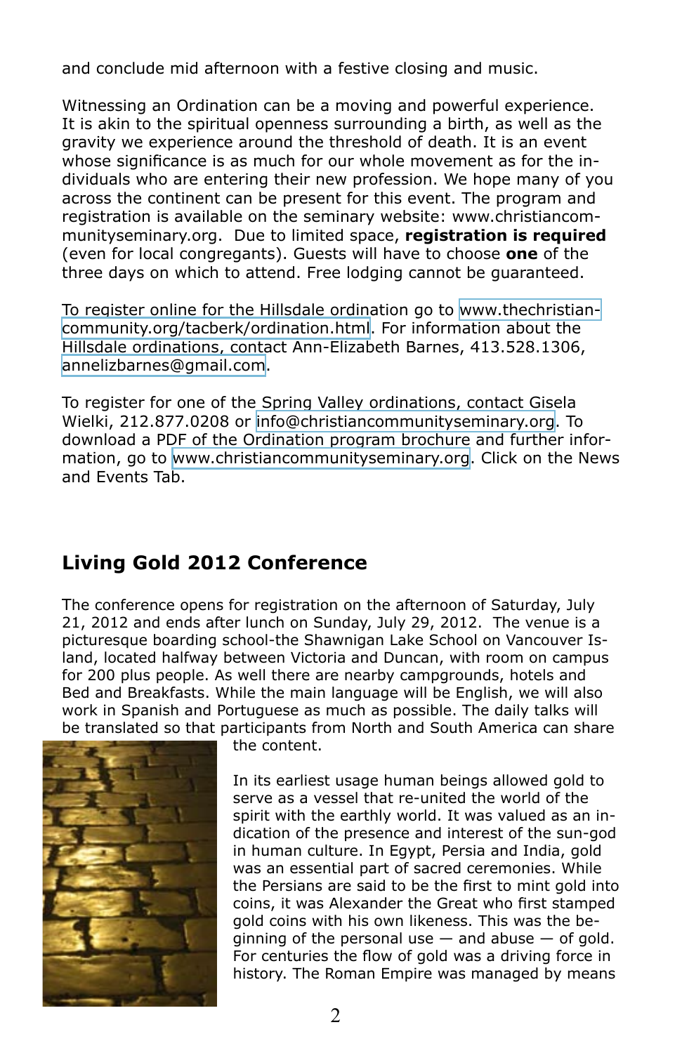and conclude mid afternoon with a festive closing and music.

Witnessing an Ordination can be a moving and powerful experience. It is akin to the spiritual openness surrounding a birth, as well as the gravity we experience around the threshold of death. It is an event whose significance is as much for our whole movement as for the individuals who are entering their new profession. We hope many of you across the continent can be present for this event. The program and registration is available on the seminary website: www.christiancommunityseminary.org. Due to limited space, **registration is required** (even for local congregants). Guests will have to choose **one** of the three days on which to attend. Free lodging cannot be guaranteed.

To register online for the Hillsdale ordination go to www.thechristian-community.org/tacberk/ordination.html. For information about the Hillsdale ordinations, contact Ann-Elizabeth Barnes, 413.528.1306, annelizbarnes@gmail.com.

To register for one of the Spring Valley ordinations, contact Gisela Wielki, 212.877.0208 or info@christiancommunityseminary.org. To download a PDF of the Ordination program brochure and further information, go to www.christiancommunityseminary.org. Click on the News and Events Tab.

## Living Gold 2012 Conference

The conference opens for registration on the afternoon of Saturday, July 21, 2012 and ends after lunch on Sunday, July 29, 2012. The venue is a picturesque boarding school-the Shawnigan Lake School on Vancouver Island, located halfway between Victoria and Duncan, with room on campus for 200 plus people. As well there are nearby campgrounds, hotels and Bed and Breakfasts. While the main language will be English, we will also work in Spanish and Portuguese as much as possible. The daily talks will be translated so that participants from North and South America can share the content.

In its earliest usage human beings allowed gold to serve as a vessel that re-united the world of the spirit with the earthly world. It was valued as an indication of the presence and interest of the sun-god in human culture. In Egypt, Persia and India, gold was an essential part of sacred ceremonies. While the Persians are said to be the first to mint gold into coins, it was Alexander the Great who first stamped gold coins with his own likeness. This was the beginning of the personal use — and abuse — of gold. For centuries the flow of gold was a driving force in history. The Roman Empire was managed by means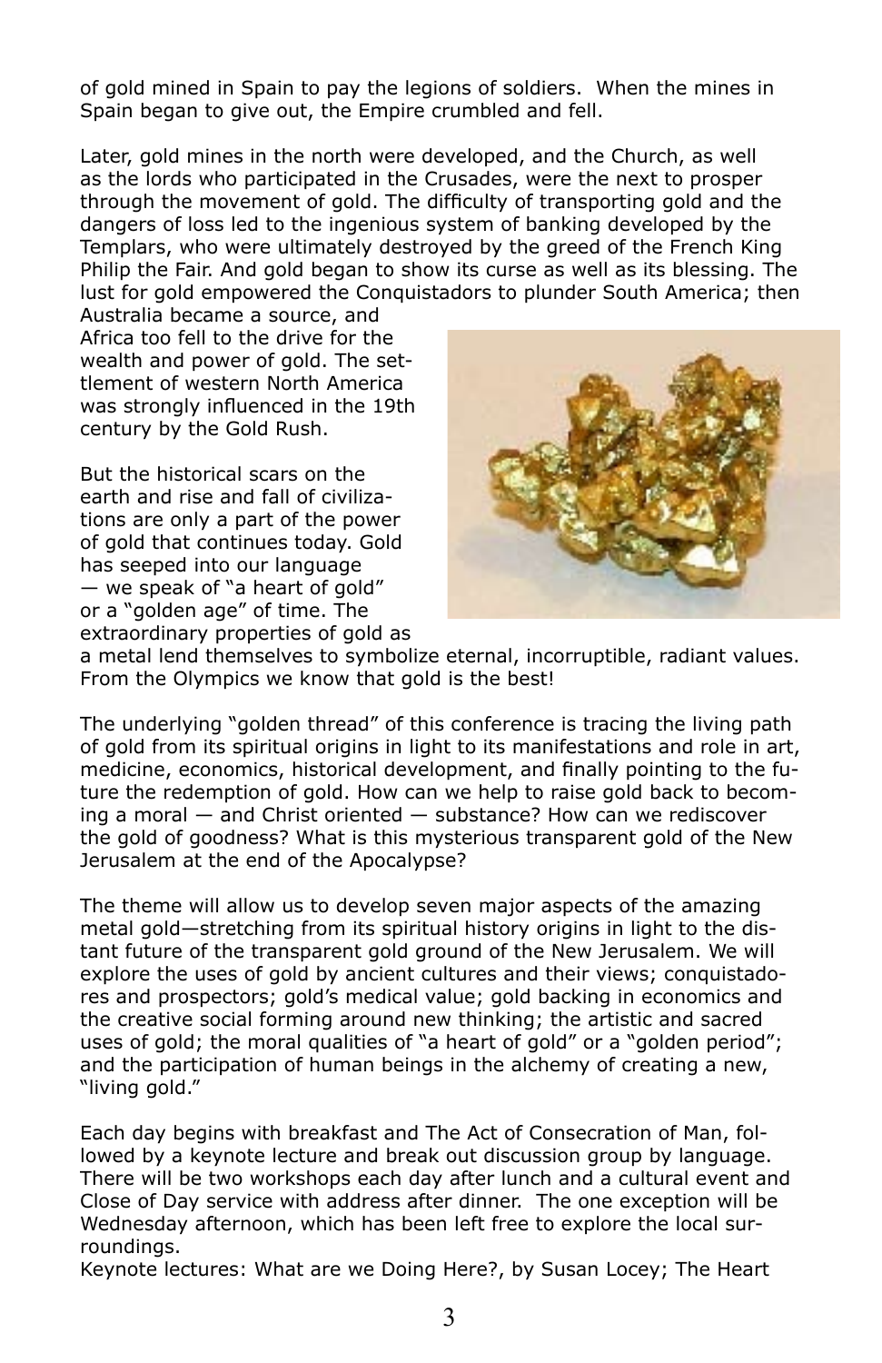of gold mined in Spain to pay the legions of soldiers. When the mines in Spain began to give out, the Empire crumbled and fell.

Later, gold mines in the north were developed, and the Church, as well as the lords who participated in the Crusades, were the next to prosper through the movement of gold. The difficulty of transporting gold and the dangers of loss led to the ingenious system of banking developed by the Templars, who were ultimately destroyed by the greed of the French King Philip the Fair. And gold began to show its curse as well as its blessing. The lust for gold empowered the Conquistadors to plunder South America; then Australia became a source, and Africa too fell to the drive for the wealth and power of gold. The settlement of western North America was strongly influenced in the 19th century by the Gold Rush.

But the historical scars on the earth and rise and fall of civilizations are only a part of the power of gold that continues today. Gold has seeped into our language — we speak of "a heart of gold" or a "golden age" of time. The extraordinary properties of gold as a metal lend themselves to symbolize eternal, incorruptible, radiant values. From the Olympics we know that gold is the best!

The underlying "golden thread" of this conference is tracing the living path of gold from its spiritual origins in light to its manifestations and role in art, medicine, economics, historical development, and finally pointing to the future the redemption of gold. How can we help to raise gold back to becoming a moral — and Christ oriented — substance? How can we rediscover the gold of goodness? What is this mysterious transparent gold of the New Jerusalem at the end of the Apocalypse?

The theme will allow us to develop seven major aspects of the amazing metal gold—stretching from its spiritual history origins in light to the distant future of the transparent gold ground of the New Jerusalem. We will explore the uses of gold by ancient cultures and their views; conquistadores and prospectors; gold's medical value; gold backing in economics and the creative social forming around new thinking; the artistic and sacred uses of gold; the moral qualities of "a heart of gold" or a "golden period"; and the participation of human beings in the alchemy of creating a new, "living gold."

Each day begins with breakfast and The Act of Consecration of Man, followed by a keynote lecture and break out discussion group by language. There will be two workshops each day after lunch and a cultural event and Close of Day service with address after dinner. The one exception will be Wednesday afternoon, which has been left free to explore the local surroundings.

Keynote lectures: What are we Doing Here?, by Susan Locey; The Heart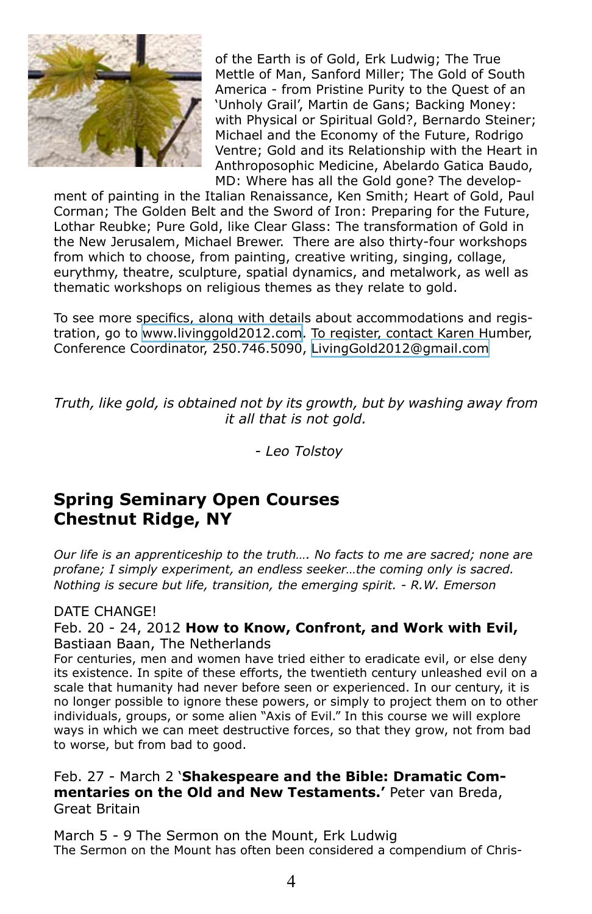of the Earth is of Gold, Erk Ludwig; The True Mettle of Man, Sanford Miller; The Gold of South America - from Pristine Purity to the Quest of an 'Unholy Grail', Martin de Gans; Backing Money: with Physical or Spiritual Gold?, Bernardo Steiner; Michael and the Economy of the Future, Rodrigo Ventre; Gold and its Relationship with the Heart in Anthroposophic Medicine, Abelardo Gatica Baudo, MD: Where has all the Gold gone? The development of painting in the Italian Renaissance, Ken Smith; Heart of Gold, Paul Corman; The Golden Belt and the Sword of Iron: Preparing for the Future, Lothar Reubke; Pure Gold, like Clear Glass: The transformation of Gold in the New Jerusalem, Michael Brewer. There are also thirty-four workshops from which to choose, from painting, creative writing, singing, collage, eurythmy, theatre, sculpture, spatial dynamics, and metalwork, as well as thematic workshops on religious themes as they relate to gold.

To see more specifics, along with details about accommodations and registration, go to www.livinggold2012.com. To register, contact Karen Humber, Conference Coordinator, 250.746.5090, LivingGold2012@gmail.com

*Truth, like gold, is obtained not by its growth, but by washing away from it all that is not gold.*

*- Leo Tolstoy*

## Spring Seminary Open Courses
## Chestnut Ridge, NY

*Our life is an apprenticeship to the truth…. No facts to me are sacred; none are profane; I simply experiment, an endless seeker…the coming only is sacred. Nothing is secure but life, transition, the emerging spirit. - R.W. Emerson*

DATE CHANGE!

Feb. 20 - 24, 2012 **How to Know, Confront, and Work with Evil,** Bastiaan Baan, The Netherlands

For centuries, men and women have tried either to eradicate evil, or else deny its existence. In spite of these efforts, the twentieth century unleashed evil on a scale that humanity had never before seen or experienced. In our century, it is no longer possible to ignore these powers, or simply to project them on to other individuals, groups, or some alien "Axis of Evil." In this course we will explore ways in which we can meet destructive forces, so that they grow, not from bad to worse, but from bad to good.

Feb. 27 - March 2 '**Shakespeare and the Bible: Dramatic Commentaries on the Old and New Testaments.'** Peter van Breda, Great Britain

March 5 - 9 The Sermon on the Mount, Erk Ludwig

The Sermon on the Mount has often been considered a compendium of Chris-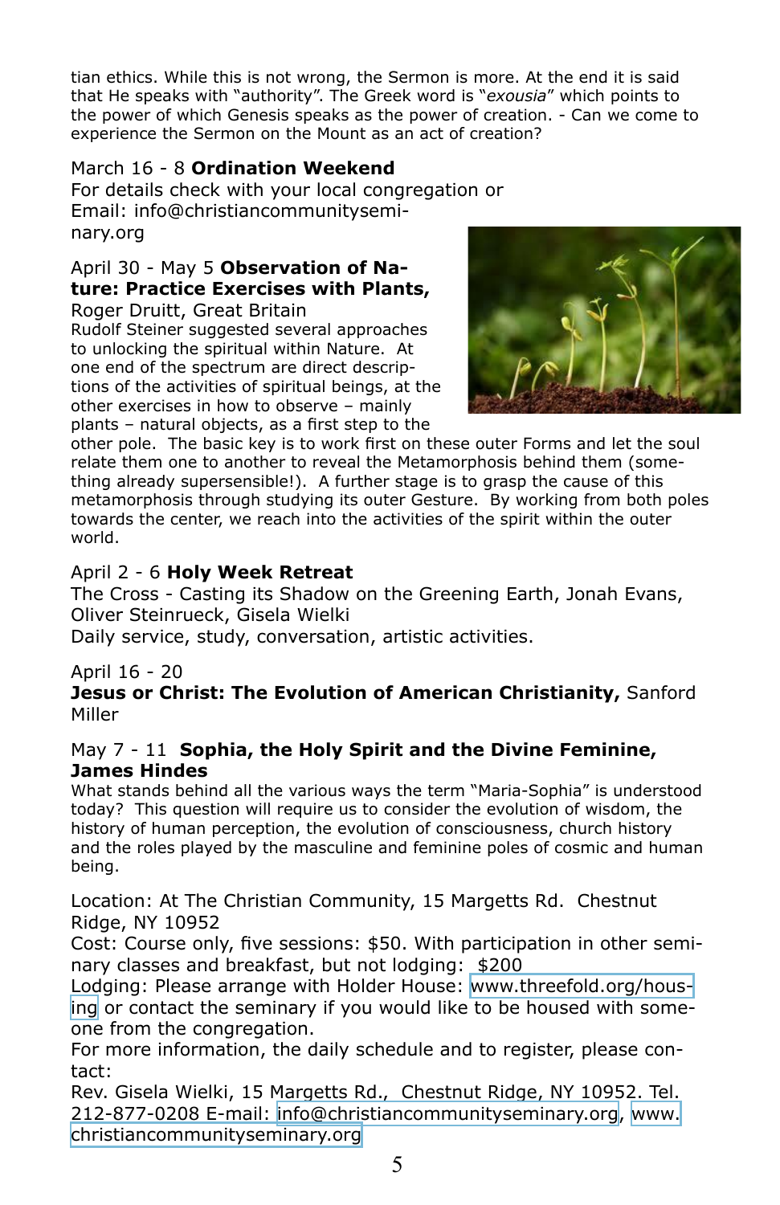tian ethics. While this is not wrong, the Sermon is more. At the end it is said that He speaks with "authority". The Greek word is "*exousia*" which points to the power of which Genesis speaks as the power of creation. - Can we come to experience the Sermon on the Mount as an act of creation?

March 16 - 8 **Ordination Weekend**
For details check with your local congregation or Email: info@christiancommunityseminary.org

April 30 - May 5 **Observation of Nature: Practice Exercises with Plants,** Roger Druitt, Great Britain
Rudolf Steiner suggested several approaches to unlocking the spiritual within Nature. At one end of the spectrum are direct descriptions of the activities of spiritual beings, at the other exercises in how to observe – mainly plants – natural objects, as a first step to the other pole. The basic key is to work first on these outer Forms and let the soul relate them one to another to reveal the Metamorphosis behind them (something already supersensible!). A further stage is to grasp the cause of this metamorphosis through studying its outer Gesture. By working from both poles towards the center, we reach into the activities of the spirit within the outer world.

April 2 - 6 **Holy Week Retreat**
The Cross - Casting its Shadow on the Greening Earth, Jonah Evans, Oliver Steinrueck, Gisela Wielki
Daily service, study, conversation, artistic activities.

April 16 - 20
**Jesus or Christ: The Evolution of American Christianity,** Sanford Miller

May 7 - 11 **Sophia, the Holy Spirit and the Divine Feminine, James Hindes**
What stands behind all the various ways the term "Maria-Sophia" is understood today? This question will require us to consider the evolution of wisdom, the history of human perception, the evolution of consciousness, church history and the roles played by the masculine and feminine poles of cosmic and human being.

Location: At The Christian Community, 15 Margetts Rd. Chestnut Ridge, NY 10952
Cost: Course only, five sessions: $50. With participation in other seminary classes and breakfast, but not lodging: $200
Lodging: Please arrange with Holder House: www.threefold.org/housing or contact the seminary if you would like to be housed with someone from the congregation.
For more information, the daily schedule and to register, please contact:
Rev. Gisela Wielki, 15 Margetts Rd., Chestnut Ridge, NY 10952. Tel. 212-877-0208 E-mail: info@christiancommunityseminary.org, www.christiancommunityseminary.org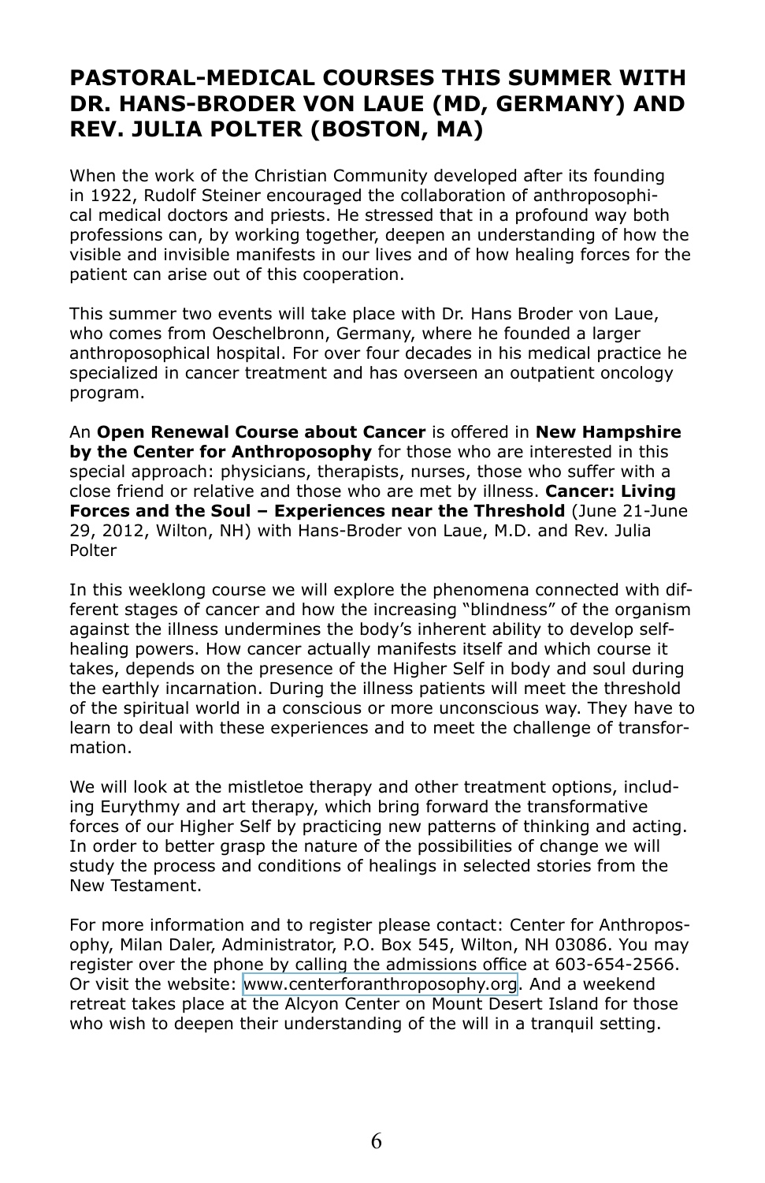## PASTORAL-MEDICAL COURSES THIS SUMMER WITH DR. HANS-BRODER VON LAUE (MD, GERMANY) AND REV. JULIA POLTER (BOSTON, MA)

When the work of the Christian Community developed after its founding in 1922, Rudolf Steiner encouraged the collaboration of anthroposophical medical doctors and priests. He stressed that in a profound way both professions can, by working together, deepen an understanding of how the visible and invisible manifests in our lives and of how healing forces for the patient can arise out of this cooperation.

This summer two events will take place with Dr. Hans Broder von Laue, who comes from Oeschelbronn, Germany, where he founded a larger anthroposophical hospital. For over four decades in his medical practice he specialized in cancer treatment and has overseen an outpatient oncology program.

An **Open Renewal Course about Cancer** is offered in **New Hampshire by the Center for Anthroposophy** for those who are interested in this special approach: physicians, therapists, nurses, those who suffer with a close friend or relative and those who are met by illness. **Cancer: Living Forces and the Soul – Experiences near the Threshold** (June 21-June 29, 2012, Wilton, NH) with Hans-Broder von Laue, M.D. and Rev. Julia Polter

In this weeklong course we will explore the phenomena connected with different stages of cancer and how the increasing "blindness" of the organism against the illness undermines the body's inherent ability to develop self-healing powers. How cancer actually manifests itself and which course it takes, depends on the presence of the Higher Self in body and soul during the earthly incarnation. During the illness patients will meet the threshold of the spiritual world in a conscious or more unconscious way. They have to learn to deal with these experiences and to meet the challenge of transformation.

We will look at the mistletoe therapy and other treatment options, including Eurythmy and art therapy, which bring forward the transformative forces of our Higher Self by practicing new patterns of thinking and acting. In order to better grasp the nature of the possibilities of change we will study the process and conditions of healings in selected stories from the New Testament.

For more information and to register please contact: Center for Anthroposophy, Milan Daler, Administrator, P.O. Box 545, Wilton, NH 03086. You may register over the phone by calling the admissions office at 603-654-2566. Or visit the website: www.centerforanthroposophy.org. And a weekend retreat takes place at the Alcyon Center on Mount Desert Island for those who wish to deepen their understanding of the will in a tranquil setting.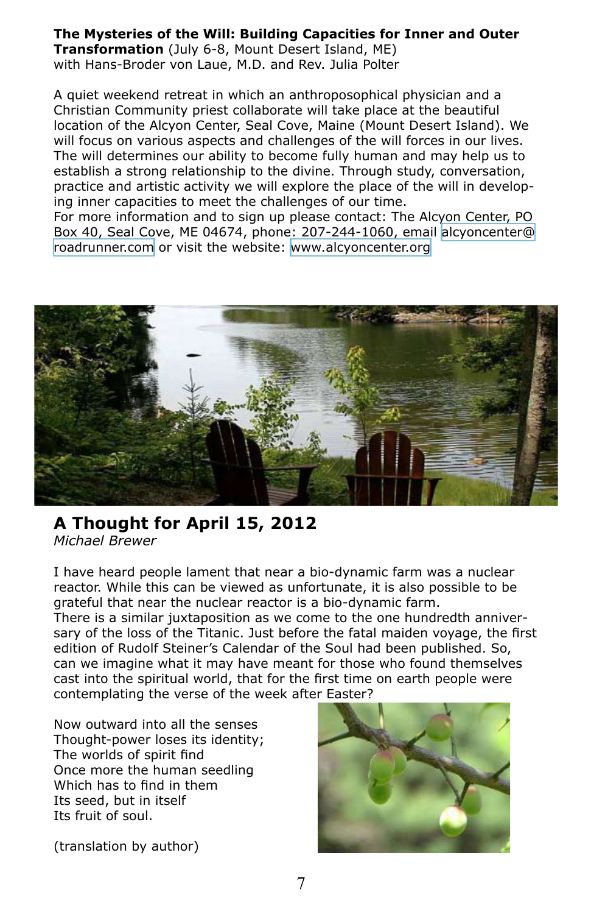**The Mysteries of the Will: Building Capacities for Inner and Outer Transformation** (July 6-8, Mount Desert Island, ME)
with Hans-Broder von Laue, M.D. and Rev. Julia Polter

A quiet weekend retreat in which an anthroposophical physician and a Christian Community priest collaborate will take place at the beautiful location of the Alcyon Center, Seal Cove, Maine (Mount Desert Island). We will focus on various aspects and challenges of the will forces in our lives. The will determines our ability to become fully human and may help us to establish a strong relationship to the divine. Through study, conversation, practice and artistic activity we will explore the place of the will in developing inner capacities to meet the challenges of our time.
For more information and to sign up please contact: The Alcyon Center, PO Box 40, Seal Cove, ME 04674, phone: 207-244-1060, email alcyoncenter@roadrunner.com or visit the website: www.alcyoncenter.org

## A Thought for April 15, 2012

*Michael Brewer*

I have heard people lament that near a bio-dynamic farm was a nuclear reactor. While this can be viewed as unfortunate, it is also possible to be grateful that near the nuclear reactor is a bio-dynamic farm.
There is a similar juxtaposition as we come to the one hundredth anniversary of the loss of the Titanic. Just before the fatal maiden voyage, the first edition of Rudolf Steiner's Calendar of the Soul had been published. So, can we imagine what it may have meant for those who found themselves cast into the spiritual world, that for the first time on earth people were contemplating the verse of the week after Easter?

Now outward into all the senses
Thought-power loses its identity;
The worlds of spirit find
Once more the human seedling
Which has to find in them
Its seed, but in itself
Its fruit of soul.

(translation by author)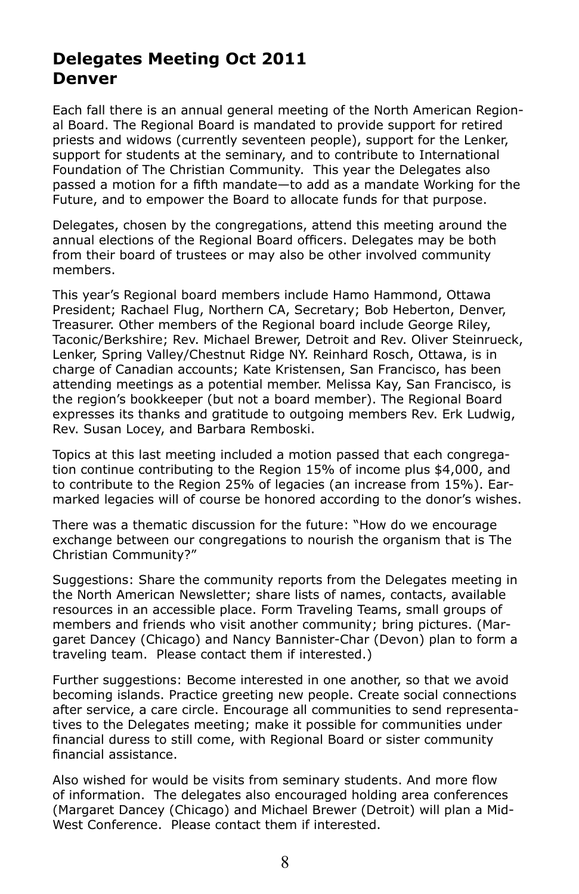## Delegates Meeting Oct 2011
## Denver

Each fall there is an annual general meeting of the North American Regional Board. The Regional Board is mandated to provide support for retired priests and widows (currently seventeen people), support for the Lenker, support for students at the seminary, and to contribute to International Foundation of The Christian Community. This year the Delegates also passed a motion for a fifth mandate—to add as a mandate Working for the Future, and to empower the Board to allocate funds for that purpose.

Delegates, chosen by the congregations, attend this meeting around the annual elections of the Regional Board officers. Delegates may be both from their board of trustees or may also be other involved community members.

This year's Regional board members include Hamo Hammond, Ottawa President; Rachael Flug, Northern CA, Secretary; Bob Heberton, Denver, Treasurer. Other members of the Regional board include George Riley, Taconic/Berkshire; Rev. Michael Brewer, Detroit and Rev. Oliver Steinrueck, Lenker, Spring Valley/Chestnut Ridge NY. Reinhard Rosch, Ottawa, is in charge of Canadian accounts; Kate Kristensen, San Francisco, has been attending meetings as a potential member. Melissa Kay, San Francisco, is the region's bookkeeper (but not a board member). The Regional Board expresses its thanks and gratitude to outgoing members Rev. Erk Ludwig, Rev. Susan Locey, and Barbara Remboski.

Topics at this last meeting included a motion passed that each congregation continue contributing to the Region 15% of income plus $4,000, and to contribute to the Region 25% of legacies (an increase from 15%). Earmarked legacies will of course be honored according to the donor's wishes.

There was a thematic discussion for the future: "How do we encourage exchange between our congregations to nourish the organism that is The Christian Community?"

Suggestions: Share the community reports from the Delegates meeting in the North American Newsletter; share lists of names, contacts, available resources in an accessible place. Form Traveling Teams, small groups of members and friends who visit another community; bring pictures. (Margaret Dancey (Chicago) and Nancy Bannister-Char (Devon) plan to form a traveling team. Please contact them if interested.)

Further suggestions: Become interested in one another, so that we avoid becoming islands. Practice greeting new people. Create social connections after service, a care circle. Encourage all communities to send representatives to the Delegates meeting; make it possible for communities under financial duress to still come, with Regional Board or sister community financial assistance.

Also wished for would be visits from seminary students. And more flow of information. The delegates also encouraged holding area conferences (Margaret Dancey (Chicago) and Michael Brewer (Detroit) will plan a Mid-West Conference. Please contact them if interested.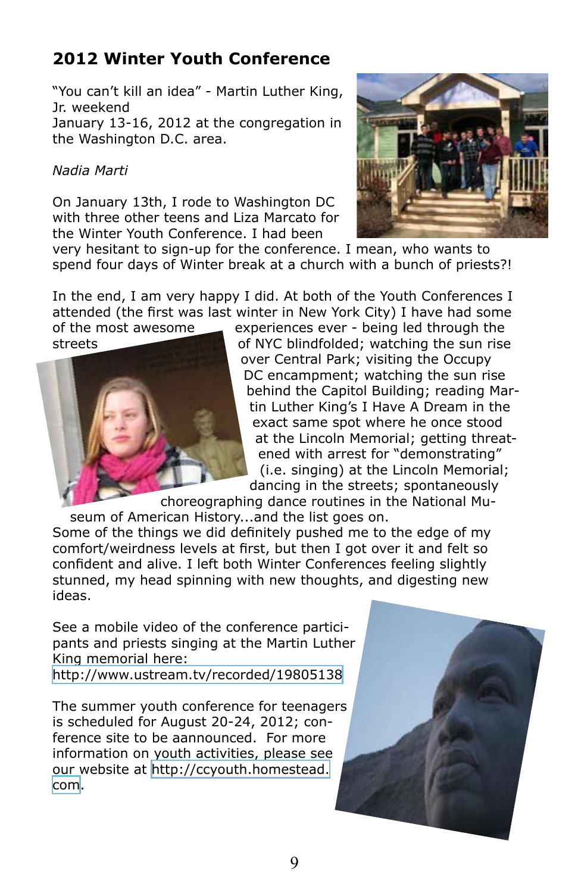## 2012 Winter Youth Conference

"You can't kill an idea" - Martin Luther King, Jr. weekend
January 13-16, 2012 at the congregation in the Washington D.C. area.

*Nadia Marti*

On January 13th, I rode to Washington DC with three other teens and Liza Marcato for the Winter Youth Conference. I had been very hesitant to sign-up for the conference. I mean, who wants to spend four days of Winter break at a church with a bunch of priests?!

In the end, I am very happy I did. At both of the Youth Conferences I attended (the first was last winter in New York City) I have had some of the most awesome experiences ever - being led through the streets of NYC blindfolded; watching the sun rise over Central Park; visiting the Occupy DC encampment; watching the sun rise behind the Capitol Building; reading Martin Luther King's I Have A Dream in the exact same spot where he once stood at the Lincoln Memorial; getting threatened with arrest for "demonstrating" (i.e. singing) at the Lincoln Memorial; dancing in the streets; spontaneously choreographing dance routines in the National Museum of American History...and the list goes on.
Some of the things we did definitely pushed me to the edge of my comfort/weirdness levels at first, but then I got over it and felt so confident and alive. I left both Winter Conferences feeling slightly stunned, my head spinning with new thoughts, and digesting new ideas.

See a mobile video of the conference participants and priests singing at the Martin Luther King memorial here:
http://www.ustream.tv/recorded/19805138

The summer youth conference for teenagers is scheduled for August 20-24, 2012; conference site to be aannounced. For more information on youth activities, please see our website at http://ccyouth.homestead.com.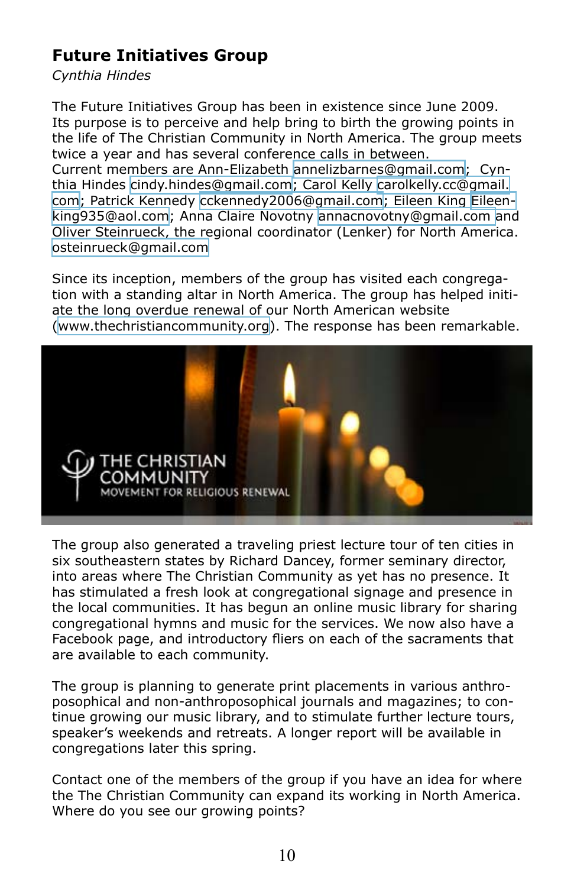## Future Initiatives Group

*Cynthia Hindes*

The Future Initiatives Group has been in existence since June 2009. Its purpose is to perceive and help bring to birth the growing points in the life of The Christian Community in North America. The group meets twice a year and has several conference calls in between.
Current members are Ann-Elizabeth annelizbarnes@gmail.com; Cynthia Hindes cindy.hindes@gmail.com; Carol Kelly carolkelly.cc@gmail.com; Patrick Kennedy cckennedy2006@gmail.com; Eileen King Eileenking935@aol.com; Anna Claire Novotny annacnovotny@gmail.com and Oliver Steinrueck, the regional coordinator (Lenker) for North America. osteinrueck@gmail.com

Since its inception, members of the group has visited each congregation with a standing altar in North America. The group has helped initiate the long overdue renewal of our North American website (www.thechristiancommunity.org). The response has been remarkable.

The group also generated a traveling priest lecture tour of ten cities in six southeastern states by Richard Dancey, former seminary director, into areas where The Christian Community as yet has no presence. It has stimulated a fresh look at congregational signage and presence in the local communities. It has begun an online music library for sharing congregational hymns and music for the services. We now also have a Facebook page, and introductory fliers on each of the sacraments that are available to each community.

The group is planning to generate print placements in various anthroposophical and non-anthroposophical journals and magazines; to continue growing our music library, and to stimulate further lecture tours, speaker's weekends and retreats. A longer report will be available in congregations later this spring.

Contact one of the members of the group if you have an idea for where the The Christian Community can expand its working in North America. Where do you see our growing points?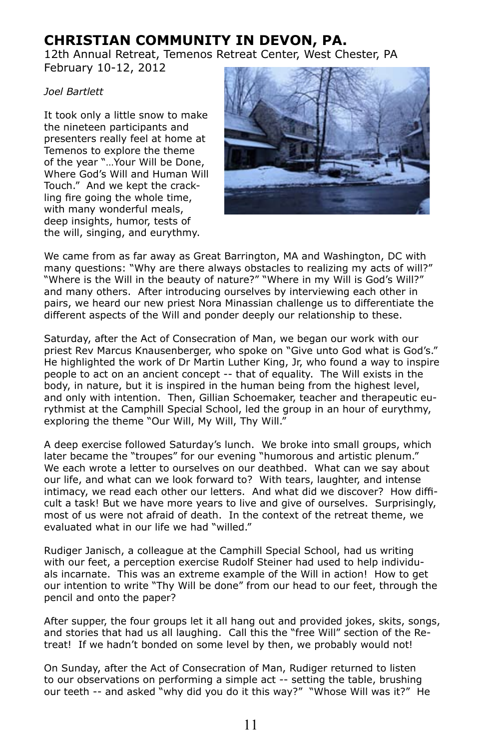# CHRISTIAN COMMUNITY IN DEVON, PA.

12th Annual Retreat, Temenos Retreat Center, West Chester, PA
February 10-12, 2012

*Joel Bartlett*

It took only a little snow to make the nineteen participants and presenters really feel at home at Temenos to explore the theme of the year "…Your Will be Done, Where God's Will and Human Will Touch." And we kept the crackling fire going the whole time, with many wonderful meals, deep insights, humor, tests of the will, singing, and eurythmy.

We came from as far away as Great Barrington, MA and Washington, DC with many questions: "Why are there always obstacles to realizing my acts of will?" "Where is the Will in the beauty of nature?" "Where in my Will is God's Will?" and many others. After introducing ourselves by interviewing each other in pairs, we heard our new priest Nora Minassian challenge us to differentiate the different aspects of the Will and ponder deeply our relationship to these.

Saturday, after the Act of Consecration of Man, we began our work with our priest Rev Marcus Knausenberger, who spoke on "Give unto God what is God's." He highlighted the work of Dr Martin Luther King, Jr, who found a way to inspire people to act on an ancient concept -- that of equality. The Will exists in the body, in nature, but it is inspired in the human being from the highest level, and only with intention. Then, Gillian Schoemaker, teacher and therapeutic eurythmist at the Camphill Special School, led the group in an hour of eurythmy, exploring the theme "Our Will, My Will, Thy Will."

A deep exercise followed Saturday's lunch. We broke into small groups, which later became the "troupes" for our evening "humorous and artistic plenum." We each wrote a letter to ourselves on our deathbed. What can we say about our life, and what can we look forward to? With tears, laughter, and intense intimacy, we read each other our letters. And what did we discover? How difficult a task! But we have more years to live and give of ourselves. Surprisingly, most of us were not afraid of death. In the context of the retreat theme, we evaluated what in our life we had "willed."

Rudiger Janisch, a colleague at the Camphill Special School, had us writing with our feet, a perception exercise Rudolf Steiner had used to help individuals incarnate. This was an extreme example of the Will in action! How to get our intention to write "Thy Will be done" from our head to our feet, through the pencil and onto the paper?

After supper, the four groups let it all hang out and provided jokes, skits, songs, and stories that had us all laughing. Call this the "free Will" section of the Retreat! If we hadn't bonded on some level by then, we probably would not!

On Sunday, after the Act of Consecration of Man, Rudiger returned to listen to our observations on performing a simple act -- setting the table, brushing our teeth -- and asked "why did you do it this way?" "Whose Will was it?" He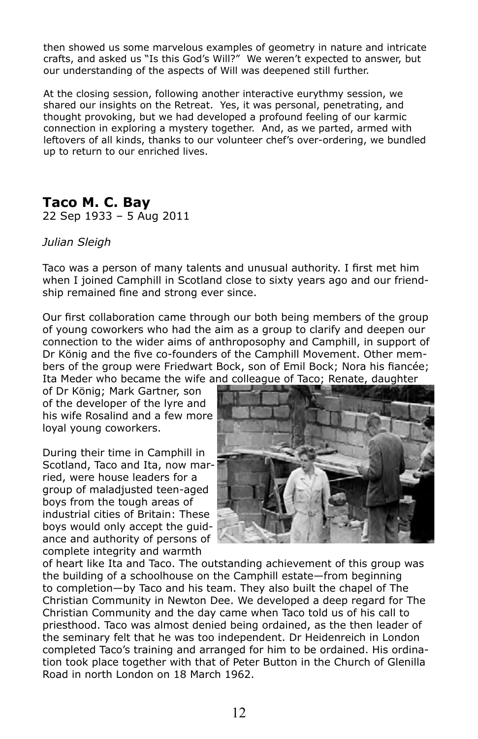then showed us some marvelous examples of geometry in nature and intricate crafts, and asked us "Is this God's Will?" We weren't expected to answer, but our understanding of the aspects of Will was deepened still further.

At the closing session, following another interactive eurythmy session, we shared our insights on the Retreat. Yes, it was personal, penetrating, and thought provoking, but we had developed a profound feeling of our karmic connection in exploring a mystery together. And, as we parted, armed with leftovers of all kinds, thanks to our volunteer chef's over-ordering, we bundled up to return to our enriched lives.

## Taco M. C. Bay

22 Sep 1933 – 5 Aug 2011

*Julian Sleigh*

Taco was a person of many talents and unusual authority. I first met him when I joined Camphill in Scotland close to sixty years ago and our friendship remained fine and strong ever since.

Our first collaboration came through our both being members of the group of young coworkers who had the aim as a group to clarify and deepen our connection to the wider aims of anthroposophy and Camphill, in support of Dr König and the five co-founders of the Camphill Movement. Other members of the group were Friedwart Bock, son of Emil Bock; Nora his fiancée; Ita Meder who became the wife and colleague of Taco; Renate, daughter of Dr König; Mark Gartner, son of the developer of the lyre and his wife Rosalind and a few more loyal young coworkers.

During their time in Camphill in Scotland, Taco and Ita, now married, were house leaders for a group of maladjusted teen-aged boys from the tough areas of industrial cities of Britain: These boys would only accept the guidance and authority of persons of complete integrity and warmth of heart like Ita and Taco. The outstanding achievement of this group was the building of a schoolhouse on the Camphill estate—from beginning to completion—by Taco and his team. They also built the chapel of The Christian Community in Newton Dee. We developed a deep regard for The Christian Community and the day came when Taco told us of his call to priesthood. Taco was almost denied being ordained, as the then leader of the seminary felt that he was too independent. Dr Heidenreich in London completed Taco's training and arranged for him to be ordained. His ordination took place together with that of Peter Button in the Church of Glenilla Road in north London on 18 March 1962.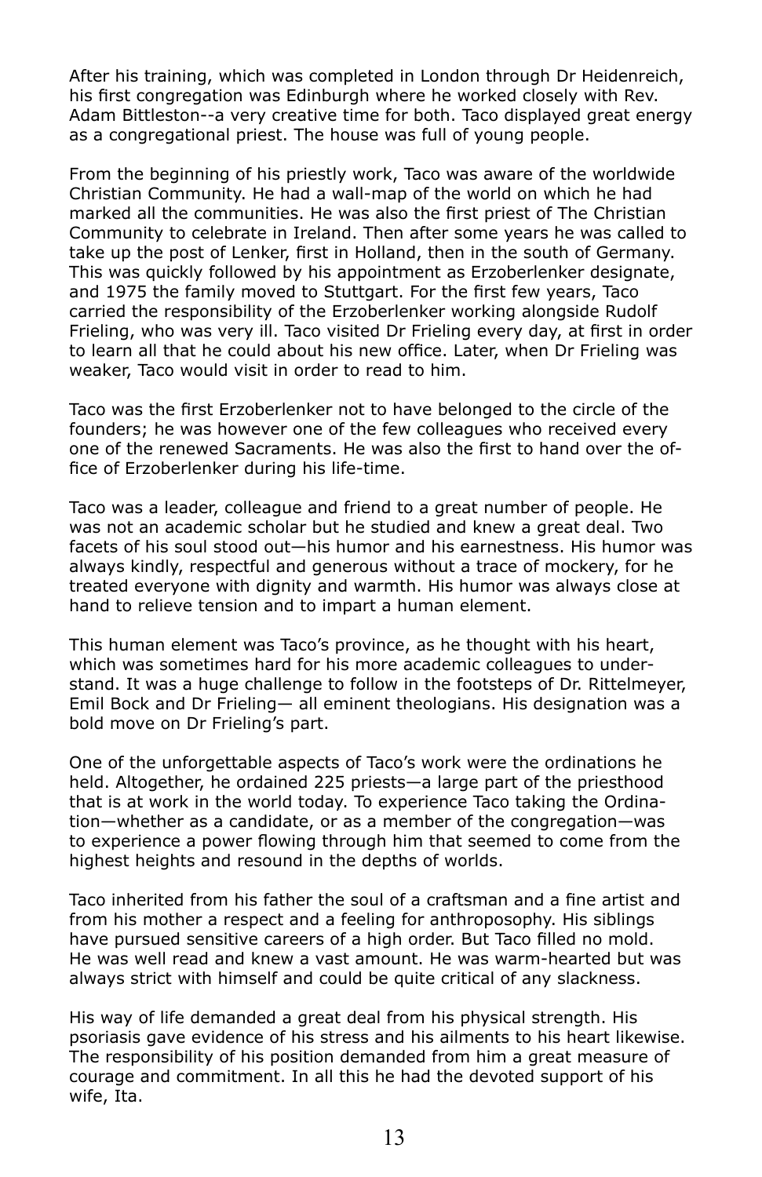After his training, which was completed in London through Dr Heidenreich, his first congregation was Edinburgh where he worked closely with Rev. Adam Bittleston--a very creative time for both. Taco displayed great energy as a congregational priest. The house was full of young people.

From the beginning of his priestly work, Taco was aware of the worldwide Christian Community. He had a wall-map of the world on which he had marked all the communities. He was also the first priest of The Christian Community to celebrate in Ireland. Then after some years he was called to take up the post of Lenker, first in Holland, then in the south of Germany. This was quickly followed by his appointment as Erzoberlenker designate, and 1975 the family moved to Stuttgart. For the first few years, Taco carried the responsibility of the Erzoberlenker working alongside Rudolf Frieling, who was very ill. Taco visited Dr Frieling every day, at first in order to learn all that he could about his new office. Later, when Dr Frieling was weaker, Taco would visit in order to read to him.

Taco was the first Erzoberlenker not to have belonged to the circle of the founders; he was however one of the few colleagues who received every one of the renewed Sacraments. He was also the first to hand over the office of Erzoberlenker during his life-time.

Taco was a leader, colleague and friend to a great number of people. He was not an academic scholar but he studied and knew a great deal. Two facets of his soul stood out—his humor and his earnestness. His humor was always kindly, respectful and generous without a trace of mockery, for he treated everyone with dignity and warmth. His humor was always close at hand to relieve tension and to impart a human element.

This human element was Taco's province, as he thought with his heart, which was sometimes hard for his more academic colleagues to understand. It was a huge challenge to follow in the footsteps of Dr. Rittelmeyer, Emil Bock and Dr Frieling— all eminent theologians. His designation was a bold move on Dr Frieling's part.

One of the unforgettable aspects of Taco's work were the ordinations he held. Altogether, he ordained 225 priests—a large part of the priesthood that is at work in the world today. To experience Taco taking the Ordination—whether as a candidate, or as a member of the congregation—was to experience a power flowing through him that seemed to come from the highest heights and resound in the depths of worlds.

Taco inherited from his father the soul of a craftsman and a fine artist and from his mother a respect and a feeling for anthroposophy. His siblings have pursued sensitive careers of a high order. But Taco filled no mold. He was well read and knew a vast amount. He was warm-hearted but was always strict with himself and could be quite critical of any slackness.

His way of life demanded a great deal from his physical strength. His psoriasis gave evidence of his stress and his ailments to his heart likewise. The responsibility of his position demanded from him a great measure of courage and commitment. In all this he had the devoted support of his wife, Ita.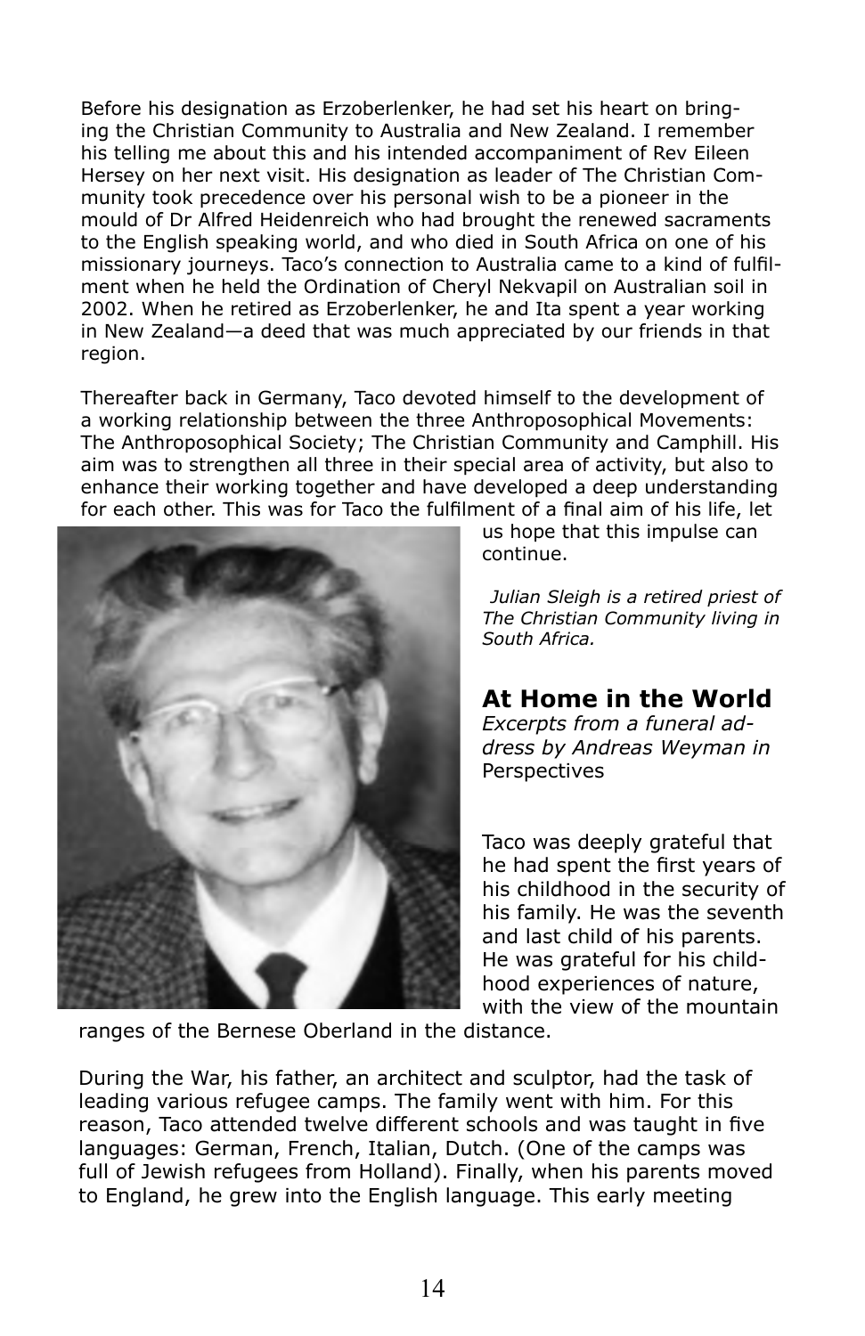Before his designation as Erzoberlenker, he had set his heart on bringing the Christian Community to Australia and New Zealand. I remember his telling me about this and his intended accompaniment of Rev Eileen Hersey on her next visit. His designation as leader of The Christian Community took precedence over his personal wish to be a pioneer in the mould of Dr Alfred Heidenreich who had brought the renewed sacraments to the English speaking world, and who died in South Africa on one of his missionary journeys. Taco's connection to Australia came to a kind of fulfilment when he held the Ordination of Cheryl Nekvapil on Australian soil in 2002. When he retired as Erzoberlenker, he and Ita spent a year working in New Zealand—a deed that was much appreciated by our friends in that region.

Thereafter back in Germany, Taco devoted himself to the development of a working relationship between the three Anthroposophical Movements: The Anthroposophical Society; The Christian Community and Camphill. His aim was to strengthen all three in their special area of activity, but also to enhance their working together and have developed a deep understanding for each other. This was for Taco the fulfilment of a final aim of his life, let us hope that this impulse can continue.

*Julian Sleigh is a retired priest of The Christian Community living in South Africa.*

## At Home in the World

*Excerpts from a funeral address by Andreas Weyman in* Perspectives

Taco was deeply grateful that he had spent the first years of his childhood in the security of his family. He was the seventh and last child of his parents. He was grateful for his childhood experiences of nature, with the view of the mountain ranges of the Bernese Oberland in the distance.

During the War, his father, an architect and sculptor, had the task of leading various refugee camps. The family went with him. For this reason, Taco attended twelve different schools and was taught in five languages: German, French, Italian, Dutch. (One of the camps was full of Jewish refugees from Holland). Finally, when his parents moved to England, he grew into the English language. This early meeting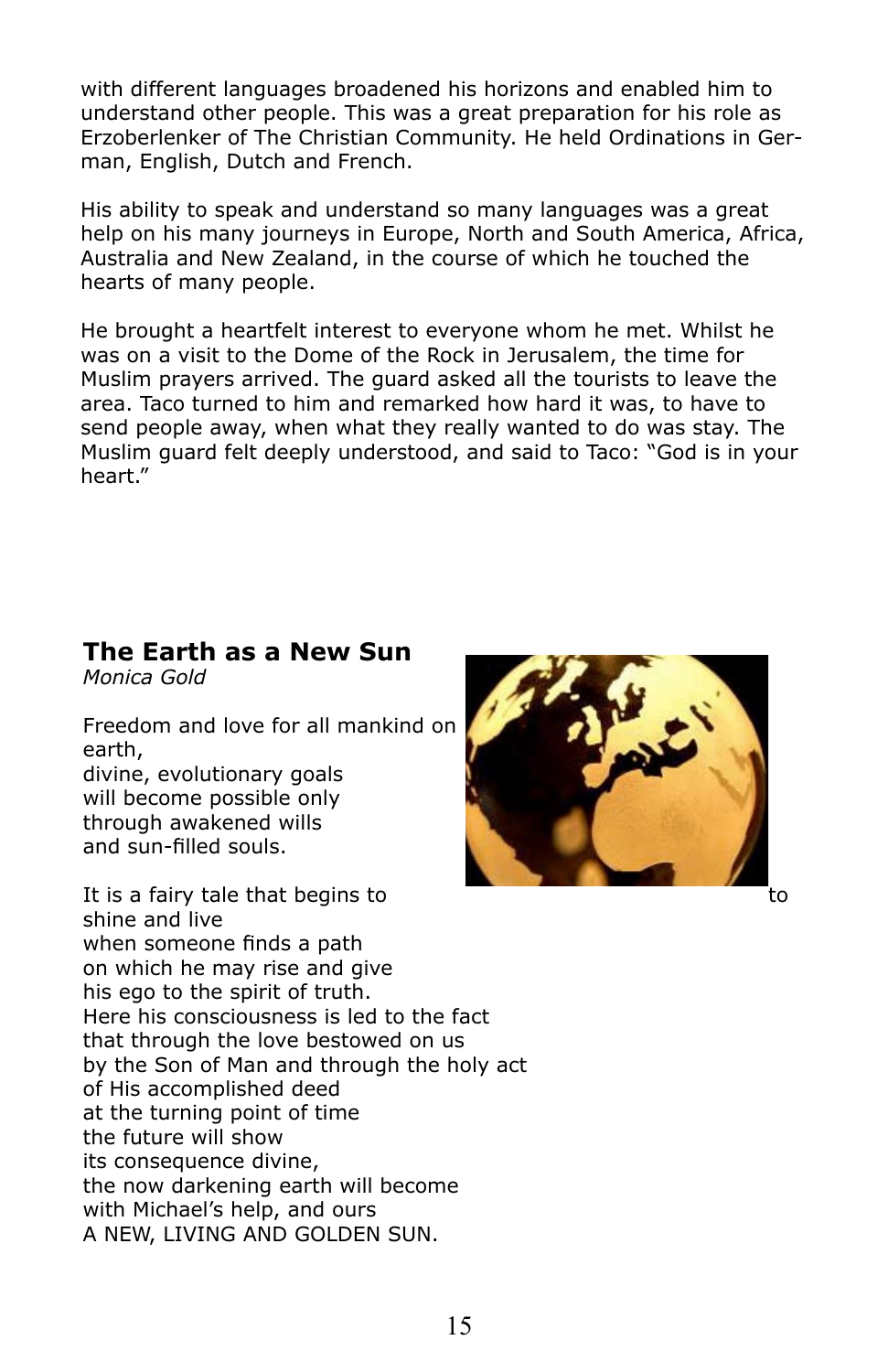with different languages broadened his horizons and enabled him to understand other people. This was a great preparation for his role as Erzoberlenker of The Christian Community. He held Ordinations in German, English, Dutch and French.

His ability to speak and understand so many languages was a great help on his many journeys in Europe, North and South America, Africa, Australia and New Zealand, in the course of which he touched the hearts of many people.

He brought a heartfelt interest to everyone whom he met. Whilst he was on a visit to the Dome of the Rock in Jerusalem, the time for Muslim prayers arrived. The guard asked all the tourists to leave the area. Taco turned to him and remarked how hard it was, to have to send people away, when what they really wanted to do was stay. The Muslim guard felt deeply understood, and said to Taco: "God is in your heart."

## The Earth as a New Sun

*Monica Gold*

Freedom and love for all mankind on earth,
divine, evolutionary goals
will become possible only
through awakened wills
and sun-filled souls.

It is a fairy tale that begins to to
shine and live
when someone finds a path
on which he may rise and give
his ego to the spirit of truth.
Here his consciousness is led to the fact
that through the love bestowed on us
by the Son of Man and through the holy act
of His accomplished deed
at the turning point of time
the future will show
its consequence divine,
the now darkening earth will become
with Michael's help, and ours
A NEW, LIVING AND GOLDEN SUN.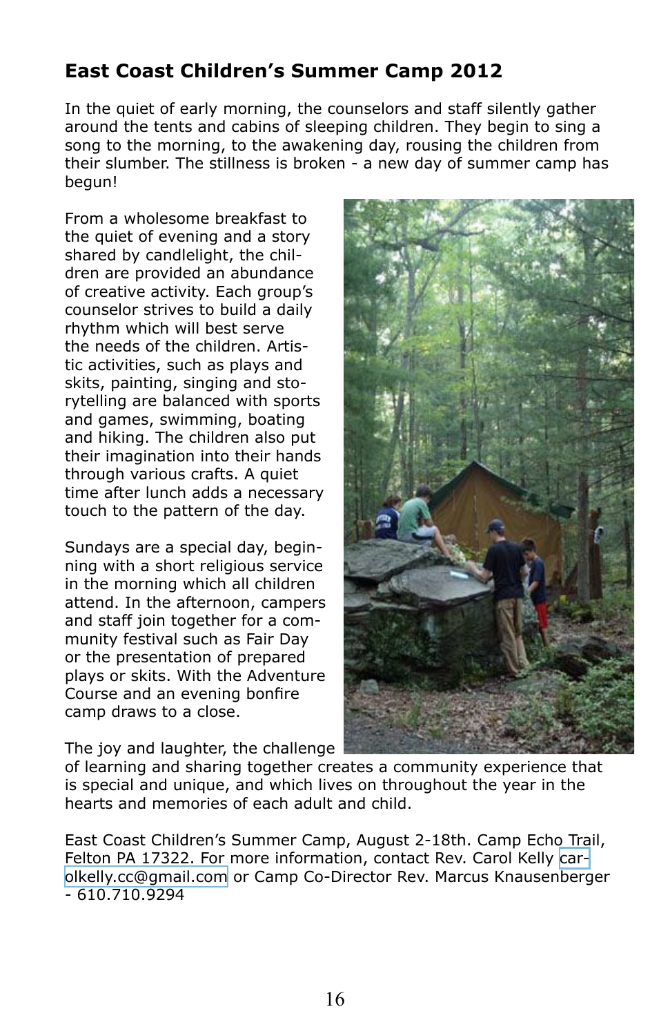## East Coast Children's Summer Camp 2012

In the quiet of early morning, the counselors and staff silently gather around the tents and cabins of sleeping children. They begin to sing a song to the morning, to the awakening day, rousing the children from their slumber. The stillness is broken - a new day of summer camp has begun!

From a wholesome breakfast to the quiet of evening and a story shared by candlelight, the children are provided an abundance of creative activity. Each group's counselor strives to build a daily rhythm which will best serve the needs of the children. Artistic activities, such as plays and skits, painting, singing and storytelling are balanced with sports and games, swimming, boating and hiking. The children also put their imagination into their hands through various crafts. A quiet time after lunch adds a necessary touch to the pattern of the day.

Sundays are a special day, beginning with a short religious service in the morning which all children attend. In the afternoon, campers and staff join together for a community festival such as Fair Day or the presentation of prepared plays or skits. With the Adventure Course and an evening bonfire camp draws to a close.

The joy and laughter, the challenge of learning and sharing together creates a community experience that is special and unique, and which lives on throughout the year in the hearts and memories of each adult and child.

East Coast Children's Summer Camp, August 2-18th. Camp Echo Trail, Felton PA 17322. For more information, contact Rev. Carol Kelly carolkelly.cc@gmail.com or Camp Co-Director Rev. Marcus Knausenberger - 610.710.9294